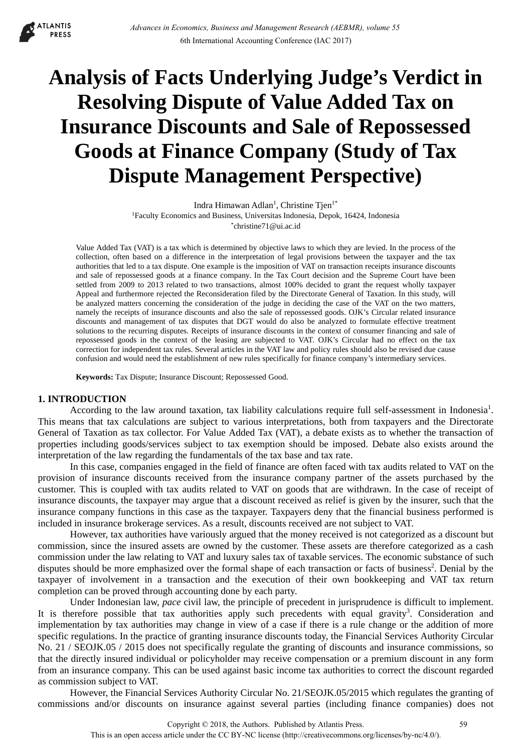# Analysis of Facts Underlying Judge's Verdict in Resolving Dispute of Value Added Tax on Insurance Discounts and Sale of Repossessed Goods at Finance Company (Study of Tax Dispute Management Perspective)

Indra Himawan Adlan[1], Christine Tjen[1*]

[1]Faculty Economics and Business, Universitas Indonesia, Depok, 16424, Indonesia

[*]christine71@ui.ac.id

Value Added Tax (VAT) is a tax which is determined by objective laws to which they are levied. In the process of the collection, often based on a difference in the interpretation of legal provisions between the taxpayer and the tax authorities that led to a tax dispute. One example is the imposition of VAT on transaction receipts insurance discounts and sale of repossessed goods at a finance company. In the Tax Court decision and the Supreme Court have been settled from 2009 to 2013 related to two transactions, almost 100% decided to grant the request wholly taxpayer Appeal and furthermore rejected the Reconsideration filed by the Directorate General of Taxation. In this study, will be analyzed matters concerning the consideration of the judge in deciding the case of the VAT on the two matters, namely the receipts of insurance discounts and also the sale of repossessed goods. OJK's Circular related insurance discounts and management of tax disputes that DGT would do also be analyzed to formulate effective treatment solutions to the recurring disputes. Receipts of insurance discounts in the context of consumer financing and sale of repossessed goods in the context of the leasing are subjected to VAT. OJK's Circular had no effect on the tax correction for independent tax rules. Several articles in the VAT law and policy rules should also be revised due cause confusion and would need the establishment of new rules specifically for finance company's intermediary services.

**Keywords:** Tax Dispute; Insurance Discount; Repossessed Good.

## 1. INTRODUCTION

According to the law around taxation, tax liability calculations require full self-assessment in Indonesia[1]. This means that tax calculations are subject to various interpretations, both from taxpayers and the Directorate General of Taxation as tax collector. For Value Added Tax (VAT), a debate exists as to whether the transaction of properties including goods/services subject to tax exemption should be imposed. Debate also exists around the interpretation of the law regarding the fundamentals of the tax base and tax rate.

In this case, companies engaged in the field of finance are often faced with tax audits related to VAT on the provision of insurance discounts received from the insurance company partner of the assets purchased by the customer. This is coupled with tax audits related to VAT on goods that are withdrawn. In the case of receipt of insurance discounts, the taxpayer may argue that a discount received as relief is given by the insurer, such that the insurance company functions in this case as the taxpayer. Taxpayers deny that the financial business performed is included in insurance brokerage services. As a result, discounts received are not subject to VAT.

However, tax authorities have variously argued that the money received is not categorized as a discount but commission, since the insured assets are owned by the customer. These assets are therefore categorized as a cash commission under the law relating to VAT and luxury sales tax of taxable services. The economic substance of such disputes should be more emphasized over the formal shape of each transaction or facts of business[2]. Denial by the taxpayer of involvement in a transaction and the execution of their own bookkeeping and VAT tax return completion can be proved through accounting done by each party.

Under Indonesian law, *pace* civil law, the principle of precedent in jurisprudence is difficult to implement. It is therefore possible that tax authorities apply such precedents with equal gravity[3]. Consideration and implementation by tax authorities may change in view of a case if there is a rule change or the addition of more specific regulations. In the practice of granting insurance discounts today, the Financial Services Authority Circular No. 21 / SEOJK.05 / 2015 does not specifically regulate the granting of discounts and insurance commissions, so that the directly insured individual or policyholder may receive compensation or a premium discount in any form from an insurance company. This can be used against basic income tax authorities to correct the discount regarded as commission subject to VAT.

However, the Financial Services Authority Circular No. 21/SEOJK.05/2015 which regulates the granting of commissions and/or discounts on insurance against several parties (including finance companies) does not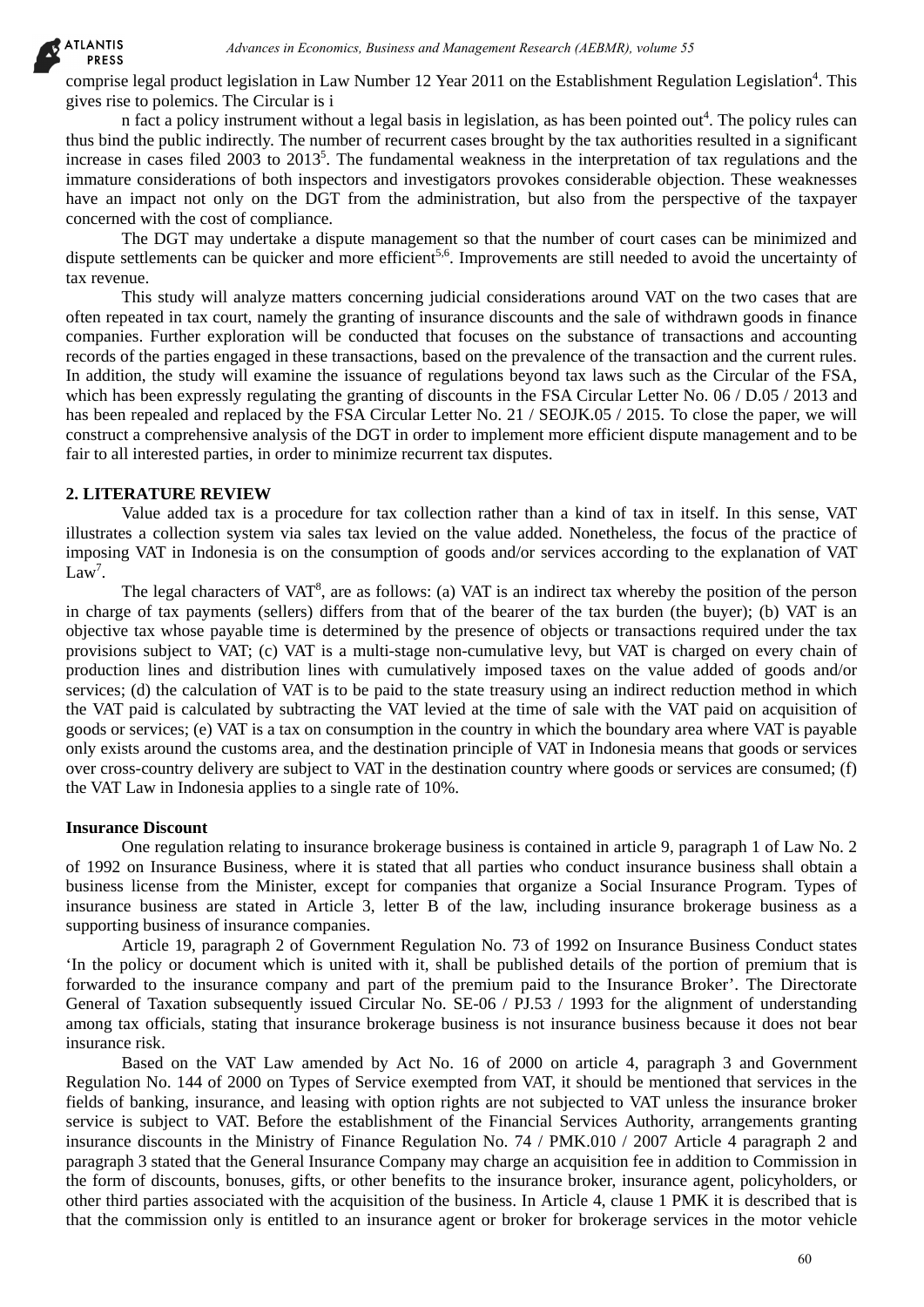comprise legal product legislation in Law Number 12 Year 2011 on the Establishment Regulation Legislation[4]. This gives rise to polemics. The Circular is i

n fact a policy instrument without a legal basis in legislation, as has been pointed out[4]. The policy rules can thus bind the public indirectly. The number of recurrent cases brought by the tax authorities resulted in a significant increase in cases filed 2003 to 2013[5]. The fundamental weakness in the interpretation of tax regulations and the immature considerations of both inspectors and investigators provokes considerable objection. These weaknesses have an impact not only on the DGT from the administration, but also from the perspective of the taxpayer concerned with the cost of compliance.

The DGT may undertake a dispute management so that the number of court cases can be minimized and dispute settlements can be quicker and more efficient[5,6]. Improvements are still needed to avoid the uncertainty of tax revenue.

This study will analyze matters concerning judicial considerations around VAT on the two cases that are often repeated in tax court, namely the granting of insurance discounts and the sale of withdrawn goods in finance companies. Further exploration will be conducted that focuses on the substance of transactions and accounting records of the parties engaged in these transactions, based on the prevalence of the transaction and the current rules. In addition, the study will examine the issuance of regulations beyond tax laws such as the Circular of the FSA, which has been expressly regulating the granting of discounts in the FSA Circular Letter No. 06 / D.05 / 2013 and has been repealed and replaced by the FSA Circular Letter No. 21 / SEOJK.05 / 2015. To close the paper, we will construct a comprehensive analysis of the DGT in order to implement more efficient dispute management and to be fair to all interested parties, in order to minimize recurrent tax disputes.

## 2. LITERATURE REVIEW

Value added tax is a procedure for tax collection rather than a kind of tax in itself. In this sense, VAT illustrates a collection system via sales tax levied on the value added. Nonetheless, the focus of the practice of imposing VAT in Indonesia is on the consumption of goods and/or services according to the explanation of VAT Law[7].

The legal characters of VAT[8], are as follows: (a) VAT is an indirect tax whereby the position of the person in charge of tax payments (sellers) differs from that of the bearer of the tax burden (the buyer); (b) VAT is an objective tax whose payable time is determined by the presence of objects or transactions required under the tax provisions subject to VAT; (c) VAT is a multi-stage non-cumulative levy, but VAT is charged on every chain of production lines and distribution lines with cumulatively imposed taxes on the value added of goods and/or services; (d) the calculation of VAT is to be paid to the state treasury using an indirect reduction method in which the VAT paid is calculated by subtracting the VAT levied at the time of sale with the VAT paid on acquisition of goods or services; (e) VAT is a tax on consumption in the country in which the boundary area where VAT is payable only exists around the customs area, and the destination principle of VAT in Indonesia means that goods or services over cross-country delivery are subject to VAT in the destination country where goods or services are consumed; (f) the VAT Law in Indonesia applies to a single rate of 10%.

### Insurance Discount

One regulation relating to insurance brokerage business is contained in article 9, paragraph 1 of Law No. 2 of 1992 on Insurance Business, where it is stated that all parties who conduct insurance business shall obtain a business license from the Minister, except for companies that organize a Social Insurance Program. Types of insurance business are stated in Article 3, letter B of the law, including insurance brokerage business as a supporting business of insurance companies.

Article 19, paragraph 2 of Government Regulation No. 73 of 1992 on Insurance Business Conduct states 'In the policy or document which is united with it, shall be published details of the portion of premium that is forwarded to the insurance company and part of the premium paid to the Insurance Broker'. The Directorate General of Taxation subsequently issued Circular No. SE-06 / PJ.53 / 1993 for the alignment of understanding among tax officials, stating that insurance brokerage business is not insurance business because it does not bear insurance risk.

Based on the VAT Law amended by Act No. 16 of 2000 on article 4, paragraph 3 and Government Regulation No. 144 of 2000 on Types of Service exempted from VAT, it should be mentioned that services in the fields of banking, insurance, and leasing with option rights are not subjected to VAT unless the insurance broker service is subject to VAT. Before the establishment of the Financial Services Authority, arrangements granting insurance discounts in the Ministry of Finance Regulation No. 74 / PMK.010 / 2007 Article 4 paragraph 2 and paragraph 3 stated that the General Insurance Company may charge an acquisition fee in addition to Commission in the form of discounts, bonuses, gifts, or other benefits to the insurance broker, insurance agent, policyholders, or other third parties associated with the acquisition of the business. In Article 4, clause 1 PMK it is described that is that the commission only is entitled to an insurance agent or broker for brokerage services in the motor vehicle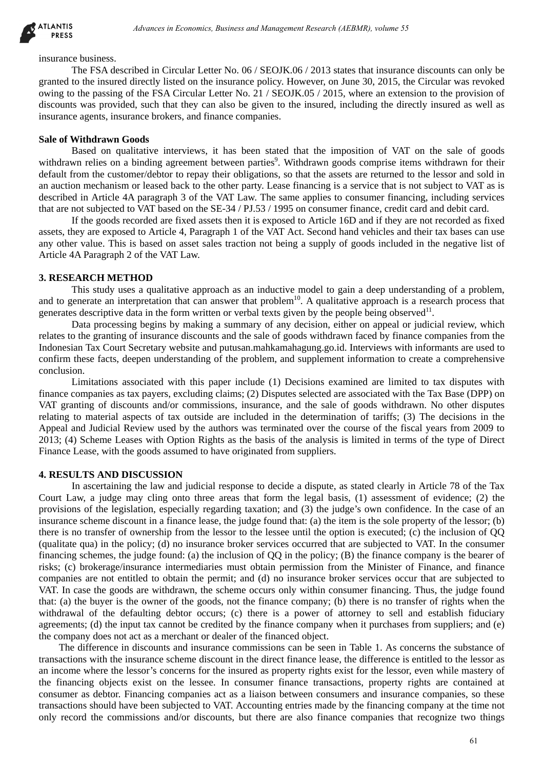insurance business.

The FSA described in Circular Letter No. 06 / SEOJK.06 / 2013 states that insurance discounts can only be granted to the insured directly listed on the insurance policy. However, on June 30, 2015, the Circular was revoked owing to the passing of the FSA Circular Letter No. 21 / SEOJK.05 / 2015, where an extension to the provision of discounts was provided, such that they can also be given to the insured, including the directly insured as well as insurance agents, insurance brokers, and finance companies.

**Sale of Withdrawn Goods**

Based on qualitative interviews, it has been stated that the imposition of VAT on the sale of goods withdrawn relies on a binding agreement between parties[9]. Withdrawn goods comprise items withdrawn for their default from the customer/debtor to repay their obligations, so that the assets are returned to the lessor and sold in an auction mechanism or leased back to the other party. Lease financing is a service that is not subject to VAT as is described in Article 4A paragraph 3 of the VAT Law. The same applies to consumer financing, including services that are not subjected to VAT based on the SE-34 / PJ.53 / 1995 on consumer finance, credit card and debit card.

If the goods recorded are fixed assets then it is exposed to Article 16D and if they are not recorded as fixed assets, they are exposed to Article 4, Paragraph 1 of the VAT Act. Second hand vehicles and their tax bases can use any other value. This is based on asset sales traction not being a supply of goods included in the negative list of Article 4A Paragraph 2 of the VAT Law.

## 3. RESEARCH METHOD

This study uses a qualitative approach as an inductive model to gain a deep understanding of a problem, and to generate an interpretation that can answer that problem[10]. A qualitative approach is a research process that generates descriptive data in the form written or verbal texts given by the people being observed[11].

Data processing begins by making a summary of any decision, either on appeal or judicial review, which relates to the granting of insurance discounts and the sale of goods withdrawn faced by finance companies from the Indonesian Tax Court Secretary website and putusan.mahkamahagung.go.id. Interviews with informants are used to confirm these facts, deepen understanding of the problem, and supplement information to create a comprehensive conclusion.

Limitations associated with this paper include (1) Decisions examined are limited to tax disputes with finance companies as tax payers, excluding claims; (2) Disputes selected are associated with the Tax Base (DPP) on VAT granting of discounts and/or commissions, insurance, and the sale of goods withdrawn. No other disputes relating to material aspects of tax outside are included in the determination of tariffs; (3) The decisions in the Appeal and Judicial Review used by the authors was terminated over the course of the fiscal years from 2009 to 2013; (4) Scheme Leases with Option Rights as the basis of the analysis is limited in terms of the type of Direct Finance Lease, with the goods assumed to have originated from suppliers.

## 4. RESULTS AND DISCUSSION

In ascertaining the law and judicial response to decide a dispute, as stated clearly in Article 78 of the Tax Court Law, a judge may cling onto three areas that form the legal basis, (1) assessment of evidence; (2) the provisions of the legislation, especially regarding taxation; and (3) the judge's own confidence. In the case of an insurance scheme discount in a finance lease, the judge found that: (a) the item is the sole property of the lessor; (b) there is no transfer of ownership from the lessor to the lessee until the option is executed; (c) the inclusion of QQ (qualitate qua) in the policy; (d) no insurance broker services occurred that are subjected to VAT. In the consumer financing schemes, the judge found: (a) the inclusion of QQ in the policy; (B) the finance company is the bearer of risks; (c) brokerage/insurance intermediaries must obtain permission from the Minister of Finance, and finance companies are not entitled to obtain the permit; and (d) no insurance broker services occur that are subjected to VAT. In case the goods are withdrawn, the scheme occurs only within consumer financing. Thus, the judge found that: (a) the buyer is the owner of the goods, not the finance company; (b) there is no transfer of rights when the withdrawal of the defaulting debtor occurs; (c) there is a power of attorney to sell and establish fiduciary agreements; (d) the input tax cannot be credited by the finance company when it purchases from suppliers; and (e) the company does not act as a merchant or dealer of the financed object.

The difference in discounts and insurance commissions can be seen in Table 1. As concerns the substance of transactions with the insurance scheme discount in the direct finance lease, the difference is entitled to the lessor as an income where the lessor's concerns for the insured as property rights exist for the lessor, even while mastery of the financing objects exist on the lessee. In consumer finance transactions, property rights are contained at consumer as debtor. Financing companies act as a liaison between consumers and insurance companies, so these transactions should have been subjected to VAT. Accounting entries made by the financing company at the time not only record the commissions and/or discounts, but there are also finance companies that recognize two things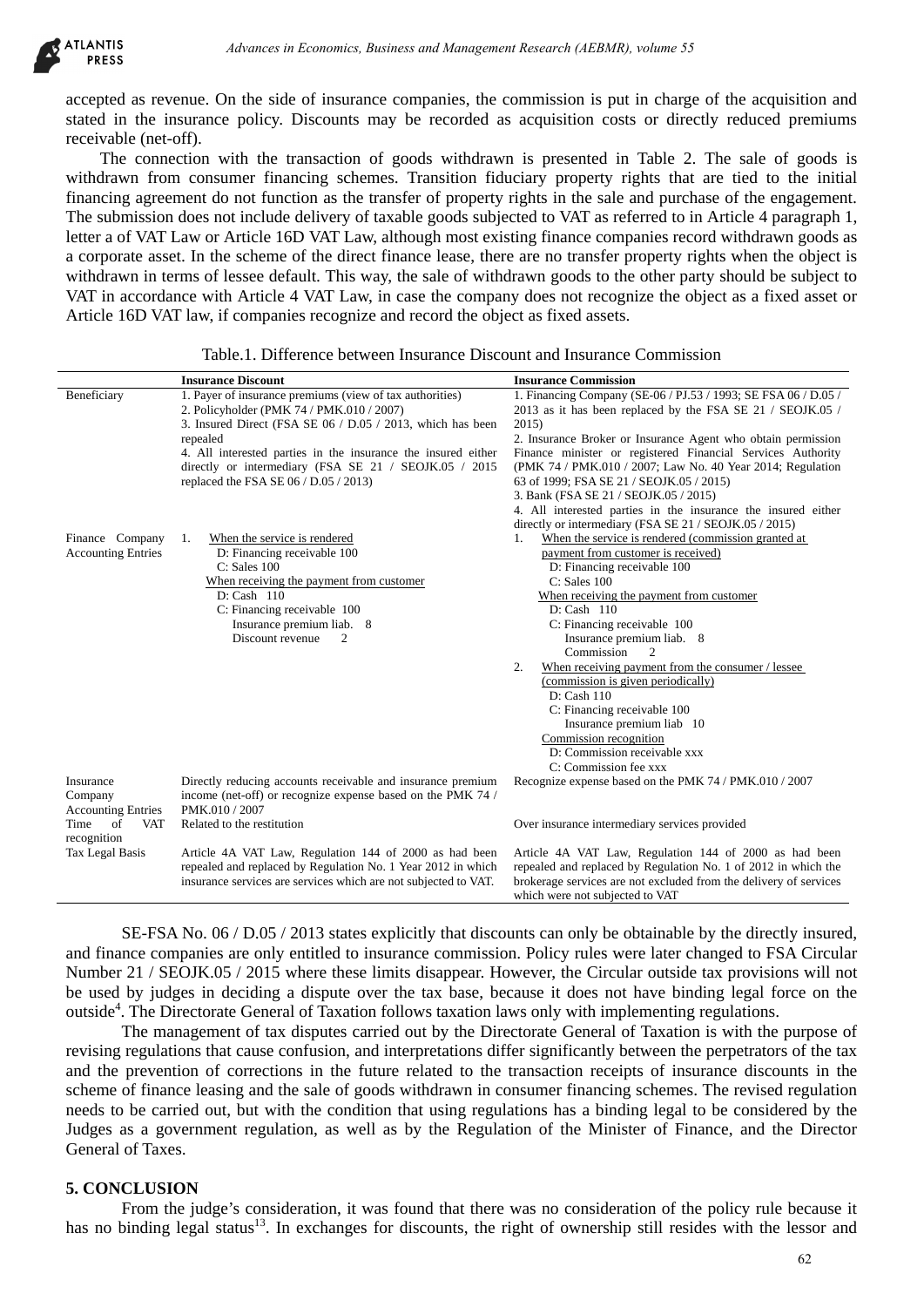accepted as revenue. On the side of insurance companies, the commission is put in charge of the acquisition and stated in the insurance policy. Discounts may be recorded as acquisition costs or directly reduced premiums receivable (net-off).

The connection with the transaction of goods withdrawn is presented in Table 2. The sale of goods is withdrawn from consumer financing schemes. Transition fiduciary property rights that are tied to the initial financing agreement do not function as the transfer of property rights in the sale and purchase of the engagement. The submission does not include delivery of taxable goods subjected to VAT as referred to in Article 4 paragraph 1, letter a of VAT Law or Article 16D VAT Law, although most existing finance companies record withdrawn goods as a corporate asset. In the scheme of the direct finance lease, there are no transfer property rights when the object is withdrawn in terms of lessee default. This way, the sale of withdrawn goods to the other party should be subject to VAT in accordance with Article 4 VAT Law, in case the company does not recognize the object as a fixed asset or Article 16D VAT law, if companies recognize and record the object as fixed assets.

Table.1. Difference between Insurance Discount and Insurance Commission

| | **Insurance Discount** | **Insurance Commission** |
|---|---|---|
| Beneficiary | 1. Payer of insurance premiums (view of tax authorities)<br>2. Policyholder (PMK 74 / PMK.010 / 2007)<br>3. Insured Direct (FSA SE 06 / D.05 / 2013, which has been repealed<br>4. All interested parties in the insurance the insured either directly or intermediary (FSA SE 21 / SEOJK.05 / 2015 replaced the FSA SE 06 / D.05 / 2013) | 1. Financing Company (SE-06 / PJ.53 / 1993; SE FSA 06 / D.05 / 2013 as it has been replaced by the FSA SE 21 / SEOJK.05 / 2015)<br>2. Insurance Broker or Insurance Agent who obtain permission Finance minister or registered Financial Services Authority (PMK 74 / PMK.010 / 2007; Law No. 40 Year 2014; Regulation 63 of 1999; FSA SE 21 / SEOJK.05 / 2015)<br>3. Bank (FSA SE 21 / SEOJK.05 / 2015)<br>4. All interested parties in the insurance the insured either directly or intermediary (FSA SE 21 / SEOJK.05 / 2015) |
| Finance Company Accounting Entries | 1. When the service is rendered<br>D: Financing receivable 100<br>C: Sales 100<br>When receiving the payment from customer<br>D: Cash 110<br>C: Financing receivable 100<br>Insurance premium liab. 8<br>Discount revenue 2 | 1. When the service is rendered (commission granted at payment from customer is received)<br>D: Financing receivable 100<br>C: Sales 100<br>When receiving the payment from customer<br>D: Cash 110<br>C: Financing receivable 100<br>Insurance premium liab. 8<br>Commission 2<br>2. When receiving payment from the consumer / lessee (commission is given periodically)<br>D: Cash 110<br>C: Financing receivable 100<br>Insurance premium liab 10<br>Commission recognition<br>D: Commission receivable xxx<br>C: Commission fee xxx |
| Insurance Company Accounting Entries | Directly reducing accounts receivable and insurance premium income (net-off) or recognize expense based on the PMK 74 / PMK.010 / 2007 | Recognize expense based on the PMK 74 / PMK.010 / 2007 |
| Time of VAT recognition | Related to the restitution | Over insurance intermediary services provided |
| Tax Legal Basis | Article 4A VAT Law, Regulation 144 of 2000 as had been repealed and replaced by Regulation No. 1 Year 2012 in which insurance services are services which are not subjected to VAT. | Article 4A VAT Law, Regulation 144 of 2000 as had been repealed and replaced by Regulation No. 1 of 2012 in which the brokerage services are not excluded from the delivery of services which were not subjected to VAT |

SE-FSA No. 06 / D.05 / 2013 states explicitly that discounts can only be obtainable by the directly insured, and finance companies are only entitled to insurance commission. Policy rules were later changed to FSA Circular Number 21 / SEOJK.05 / 2015 where these limits disappear. However, the Circular outside tax provisions will not be used by judges in deciding a dispute over the tax base, because it does not have binding legal force on the outside[4]. The Directorate General of Taxation follows taxation laws only with implementing regulations.

The management of tax disputes carried out by the Directorate General of Taxation is with the purpose of revising regulations that cause confusion, and interpretations differ significantly between the perpetrators of the tax and the prevention of corrections in the future related to the transaction receipts of insurance discounts in the scheme of finance leasing and the sale of goods withdrawn in consumer financing schemes. The revised regulation needs to be carried out, but with the condition that using regulations has a binding legal to be considered by the Judges as a government regulation, as well as by the Regulation of the Minister of Finance, and the Director General of Taxes.

## 5. CONCLUSION

From the judge's consideration, it was found that there was no consideration of the policy rule because it has no binding legal status[13]. In exchanges for discounts, the right of ownership still resides with the lessor and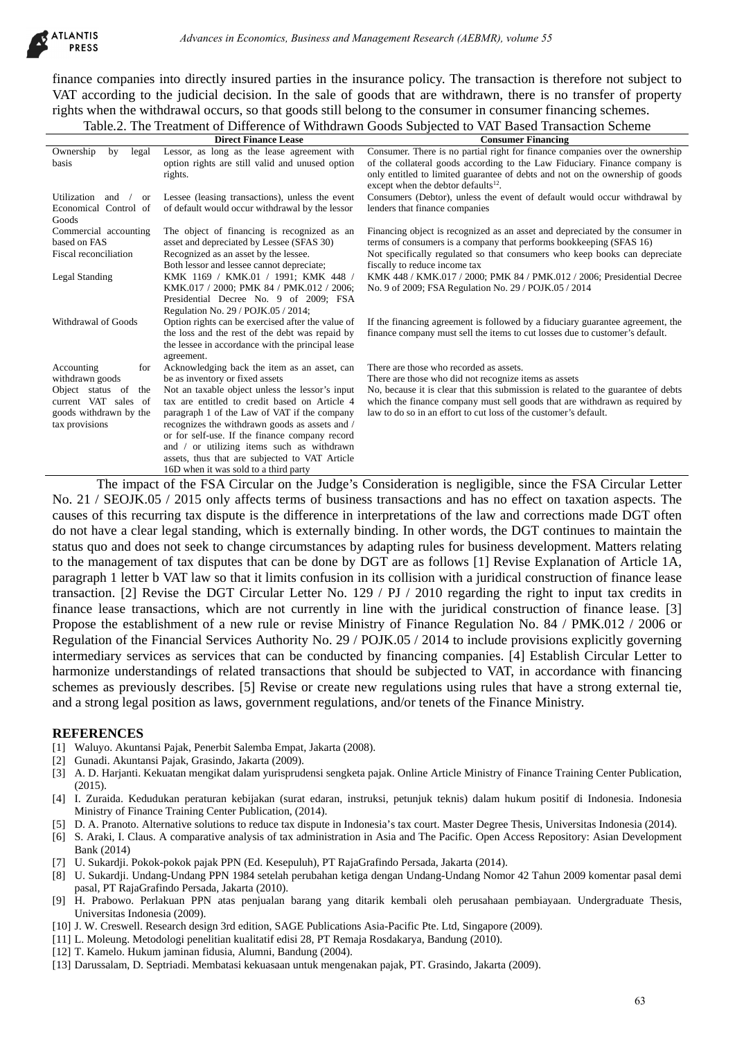finance companies into directly insured parties in the insurance policy. The transaction is therefore not subject to VAT according to the judicial decision. In the sale of goods that are withdrawn, there is no transfer of property rights when the withdrawal occurs, so that goods still belong to the consumer in consumer financing schemes.

Table.2. The Treatment of Difference of Withdrawn Goods Subjected to VAT Based Transaction Scheme

| | Direct Finance Lease | Consumer Financing |
|---|---|---|
| Ownership by legal basis | Lessor, as long as the lease agreement with option rights are still valid and unused option rights. | Consumer. There is no partial right for finance companies over the ownership of the collateral goods according to the Law Fiduciary. Finance company is only entitled to limited guarantee of debts and not on the ownership of goods except when the debtor defaults[12]. |
| Utilization and / or Economical Control of Goods | Lessee (leasing transactions), unless the event of default would occur withdrawal by the lessor | Consumers (Debtor), unless the event of default would occur withdrawal by lenders that finance companies |
| Commercial accounting based on FAS | The object of financing is recognized as an asset and depreciated by Lessee (SFAS 30) | Financing object is recognized as an asset and depreciated by the consumer in terms of consumers is a company that performs bookkeeping (SFAS 16) |
| Fiscal reconciliation | Recognized as an asset by the lessee. Both lessor and lessee cannot depreciate; | Not specifically regulated so that consumers who keep books can depreciate fiscally to reduce income tax |
| Legal Standing | KMK 1169 / KMK.01 / 1991; KMK 448 / KMK.017 / 2000; PMK 84 / PMK.012 / 2006; Presidential Decree No. 9 of 2009; FSA Regulation No. 29 / POJK.05 / 2014; | KMK 448 / KMK.017 / 2000; PMK 84 / PMK.012 / 2006; Presidential Decree No. 9 of 2009; FSA Regulation No. 29 / POJK.05 / 2014 |
| Withdrawal of Goods | Option rights can be exercised after the value of the loss and the rest of the debt was repaid by the lessee in accordance with the principal lease agreement. | If the financing agreement is followed by a fiduciary guarantee agreement, the finance company must sell the items to cut losses due to customer's default. |
| Accounting for withdrawn goods | Acknowledging back the item as an asset, can be as inventory or fixed assets | There are those who recorded as assets. There are those who did not recognize items as assets |
| Object status of the current VAT sales of goods withdrawn by the tax provisions | Not an taxable object unless the lessor's input tax are entitled to credit based on Article 4 paragraph 1 of the Law of VAT if the company recognizes the withdrawn goods as assets and / or for self-use. If the finance company record and / or utilizing items such as withdrawn assets, thus that are subjected to VAT Article 16D when it was sold to a third party | No, because it is clear that this submission is related to the guarantee of debts which the finance company must sell goods that are withdrawn as required by law to do so in an effort to cut loss of the customer's default. |

The impact of the FSA Circular on the Judge's Consideration is negligible, since the FSA Circular Letter No. 21 / SEOJK.05 / 2015 only affects terms of business transactions and has no effect on taxation aspects. The causes of this recurring tax dispute is the difference in interpretations of the law and corrections made DGT often do not have a clear legal standing, which is externally binding. In other words, the DGT continues to maintain the status quo and does not seek to change circumstances by adapting rules for business development. Matters relating to the management of tax disputes that can be done by DGT are as follows [1] Revise Explanation of Article 1A, paragraph 1 letter b VAT law so that it limits confusion in its collision with a juridical construction of finance lease transaction. [2] Revise the DGT Circular Letter No. 129 / PJ / 2010 regarding the right to input tax credits in finance lease transactions, which are not currently in line with the juridical construction of finance lease. [3] Propose the establishment of a new rule or revise Ministry of Finance Regulation No. 84 / PMK.012 / 2006 or Regulation of the Financial Services Authority No. 29 / POJK.05 / 2014 to include provisions explicitly governing intermediary services as services that can be conducted by financing companies. [4] Establish Circular Letter to harmonize understandings of related transactions that should be subjected to VAT, in accordance with financing schemes as previously describes. [5] Revise or create new regulations using rules that have a strong external tie, and a strong legal position as laws, government regulations, and/or tenets of the Finance Ministry.

## REFERENCES

[1] Waluyo. Akuntansi Pajak, Penerbit Salemba Empat, Jakarta (2008).

[2] Gunadi. Akuntansi Pajak, Grasindo, Jakarta (2009).

[3] A. D. Harjanti. Kekuatan mengikat dalam yurisprudensi sengketa pajak. Online Article Ministry of Finance Training Center Publication, (2015).

[4] I. Zuraida. Kedudukan peraturan kebijakan (surat edaran, instruksi, petunjuk teknis) dalam hukum positif di Indonesia. Indonesia Ministry of Finance Training Center Publication, (2014).

[5] D. A. Pranoto. Alternative solutions to reduce tax dispute in Indonesia's tax court. Master Degree Thesis, Universitas Indonesia (2014).

[6] S. Araki, I. Claus. A comparative analysis of tax administration in Asia and The Pacific. Open Access Repository: Asian Development Bank (2014)

[7] U. Sukardji. Pokok-pokok pajak PPN (Ed. Kesepuluh), PT RajaGrafindo Persada, Jakarta (2014).

[8] U. Sukardji. Undang-Undang PPN 1984 setelah perubahan ketiga dengan Undang-Undang Nomor 42 Tahun 2009 komentar pasal demi pasal, PT RajaGrafindo Persada, Jakarta (2010).

[9] H. Prabowo. Perlakuan PPN atas penjualan barang yang ditarik kembali oleh perusahaan pembiayaan. Undergraduate Thesis, Universitas Indonesia (2009).

[10] J. W. Creswell. Research design 3rd edition, SAGE Publications Asia-Pacific Pte. Ltd, Singapore (2009).

[11] L. Moleung. Metodologi penelitian kualitatif edisi 28, PT Remaja Rosdakarya, Bandung (2010).

[12] T. Kamelo. Hukum jaminan fidusia, Alumni, Bandung (2004).

[13] Darussalam, D. Septriadi. Membatasi kekuasaan untuk mengenakan pajak, PT. Grasindo, Jakarta (2009).